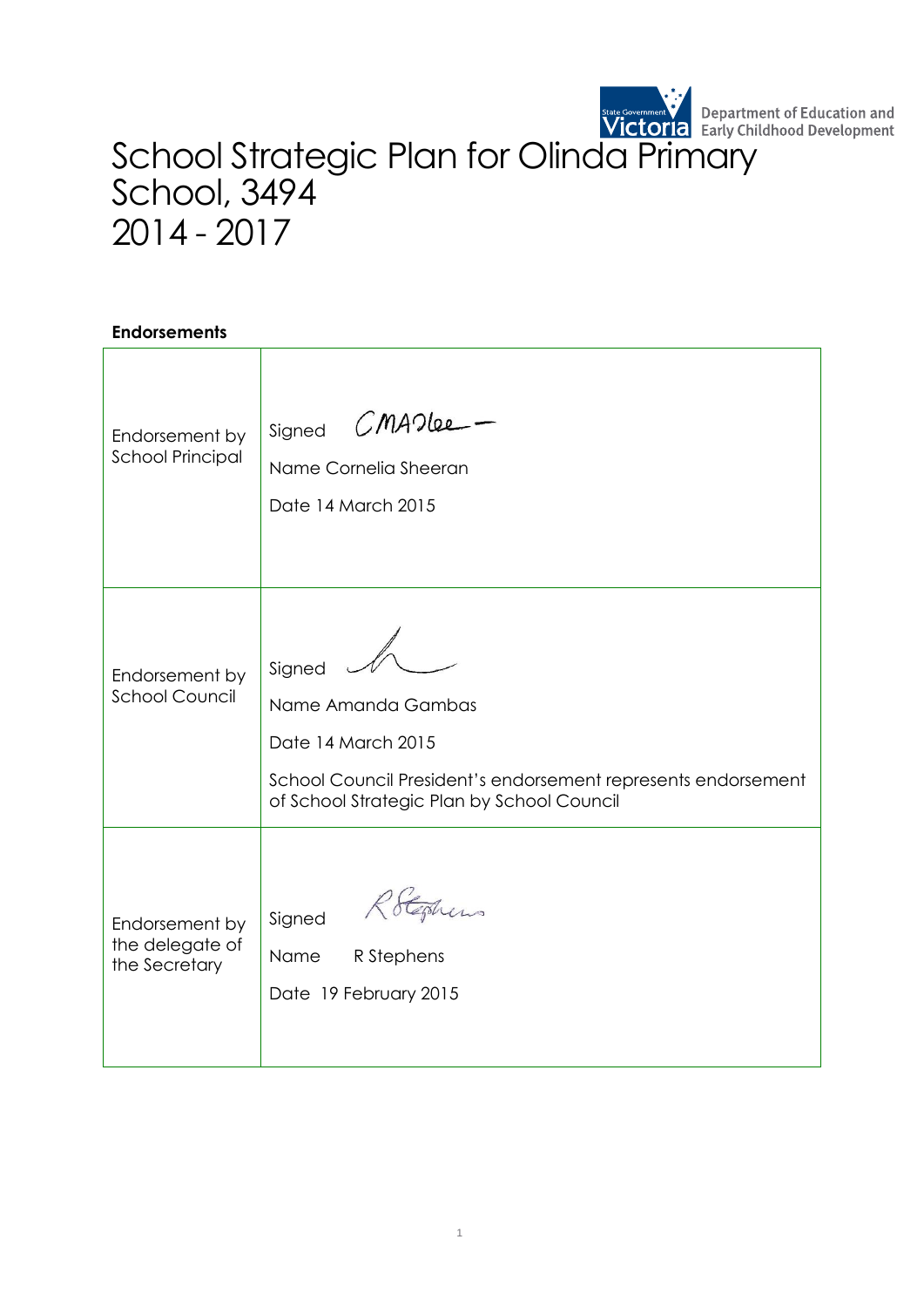Department of Education and Early Childhood Development

# School Strategic Plan for Olinda Primary School, 3494 2014 - 2017

**Endorsements**

| | |
|---|---|
| Endorsement by School Principal | Signed<br><br>Name Cornelia Sheeran<br><br>Date 14 March 2015 |
| Endorsement by School Council | Signed<br><br>Name Amanda Gambas<br><br>Date 14 March 2015<br><br>School Council President's endorsement represents endorsement of School Strategic Plan by School Council |
| Endorsement by the delegate of the Secretary | Signed<br><br>Name R Stephens<br><br>Date 19 February 2015 |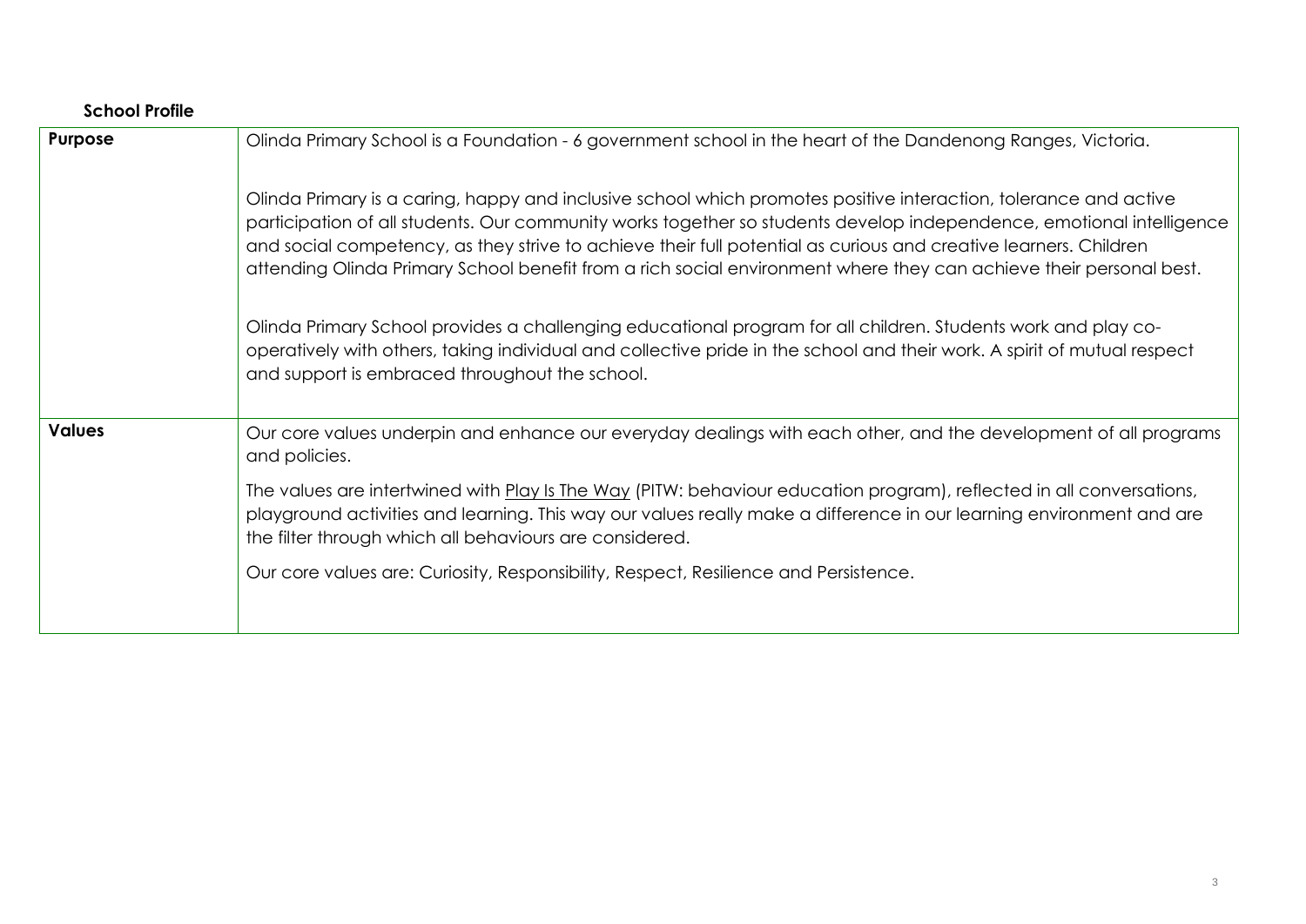**School Profile**

| Purpose | Olinda Primary School is a Foundation - 6 government school in the heart of the Dandenong Ranges, Victoria.<br><br>Olinda Primary is a caring, happy and inclusive school which promotes positive interaction, tolerance and active participation of all students. Our community works together so students develop independence, emotional intelligence and social competency, as they strive to achieve their full potential as curious and creative learners. Children attending Olinda Primary School benefit from a rich social environment where they can achieve their personal best.<br><br>Olinda Primary School provides a challenging educational program for all children. Students work and play co-operatively with others, taking individual and collective pride in the school and their work. A spirit of mutual respect and support is embraced throughout the school. |
|---|---|
| **Values** | Our core values underpin and enhance our everyday dealings with each other, and the development of all programs and policies.<br><br>The values are intertwined with Play Is The Way (PITW: behaviour education program), reflected in all conversations, playground activities and learning. This way our values really make a difference in our learning environment and are the filter through which all behaviours are considered.<br><br>Our core values are: Curiosity, Responsibility, Respect, Resilience and Persistence. |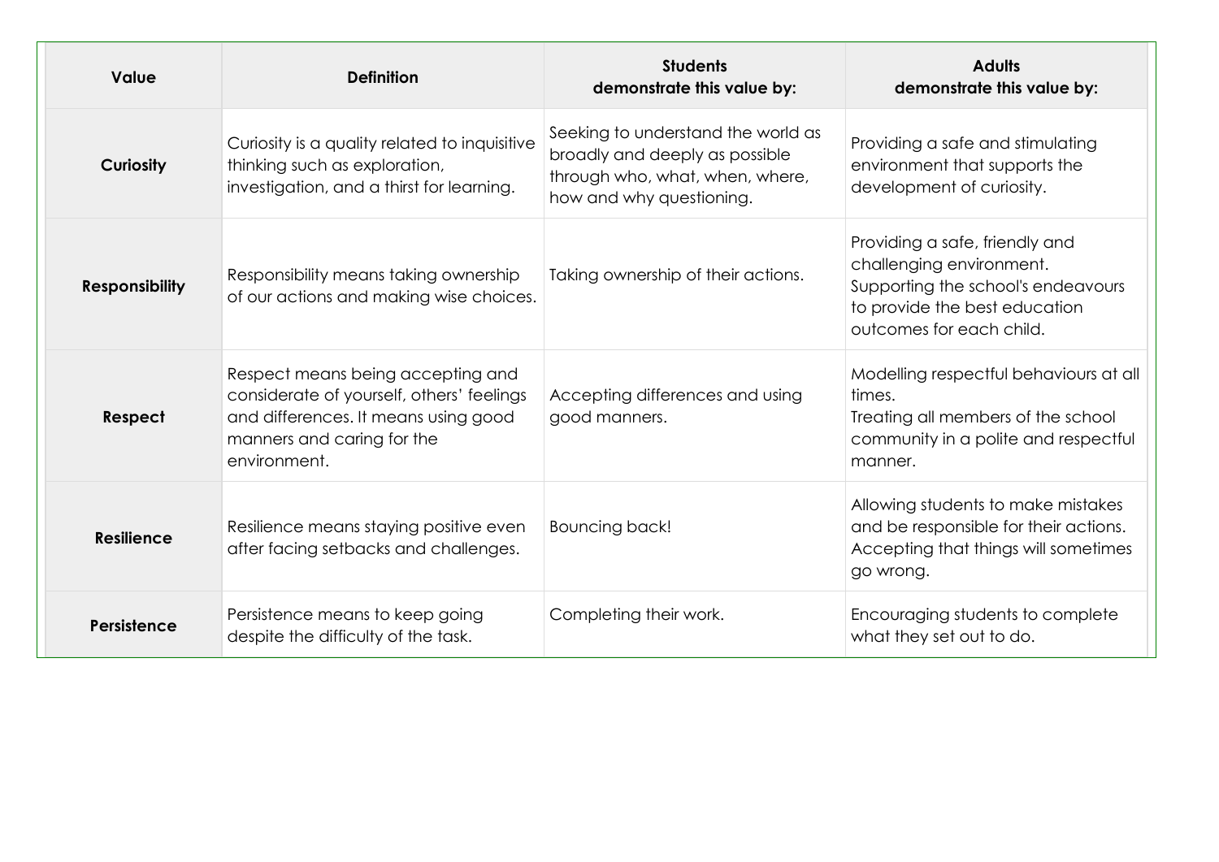| Value | Definition | Students demonstrate this value by: | Adults demonstrate this value by: |
| --- | --- | --- | --- |
| **Curiosity** | Curiosity is a quality related to inquisitive thinking such as exploration, investigation, and a thirst for learning. | Seeking to understand the world as broadly and deeply as possible through who, what, when, where, how and why questioning. | Providing a safe and stimulating environment that supports the development of curiosity. |
| **Responsibility** | Responsibility means taking ownership of our actions and making wise choices. | Taking ownership of their actions. | Providing a safe, friendly and challenging environment. Supporting the school's endeavours to provide the best education outcomes for each child. |
| **Respect** | Respect means being accepting and considerate of yourself, others' feelings and differences. It means using good manners and caring for the environment. | Accepting differences and using good manners. | Modelling respectful behaviours at all times. Treating all members of the school community in a polite and respectful manner. |
| **Resilience** | Resilience means staying positive even after facing setbacks and challenges. | Bouncing back! | Allowing students to make mistakes and be responsible for their actions. Accepting that things will sometimes go wrong. |
| **Persistence** | Persistence means to keep going despite the difficulty of the task. | Completing their work. | Encouraging students to complete what they set out to do. |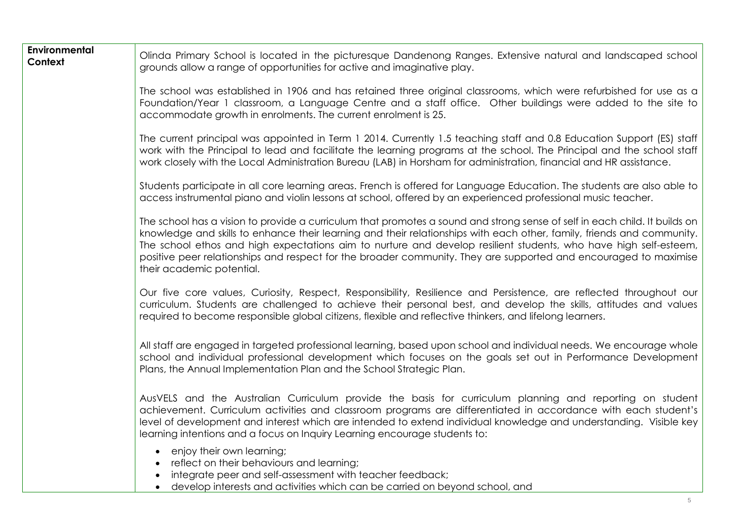| **Environmental Context** | Olinda Primary School is located in the picturesque Dandenong Ranges. Extensive natural and landscaped school grounds allow a range of opportunities for active and imaginative play.<br><br>The school was established in 1906 and has retained three original classrooms, which were refurbished for use as a Foundation/Year 1 classroom, a Language Centre and a staff office. Other buildings were added to the site to accommodate growth in enrolments. The current enrolment is 25.<br><br>The current principal was appointed in Term 1 2014. Currently 1.5 teaching staff and 0.8 Education Support (ES) staff work with the Principal to lead and facilitate the learning programs at the school. The Principal and the school staff work closely with the Local Administration Bureau (LAB) in Horsham for administration, financial and HR assistance.<br><br>Students participate in all core learning areas. French is offered for Language Education. The students are also able to access instrumental piano and violin lessons at school, offered by an experienced professional music teacher.<br><br>The school has a vision to provide a curriculum that promotes a sound and strong sense of self in each child. It builds on knowledge and skills to enhance their learning and their relationships with each other, family, friends and community. The school ethos and high expectations aim to nurture and develop resilient students, who have high self-esteem, positive peer relationships and respect for the broader community. They are supported and encouraged to maximise their academic potential.<br><br>Our five core values, Curiosity, Respect, Responsibility, Resilience and Persistence, are reflected throughout our curriculum. Students are challenged to achieve their personal best, and develop the skills, attitudes and values required to become responsible global citizens, flexible and reflective thinkers, and lifelong learners.<br><br>All staff are engaged in targeted professional learning, based upon school and individual needs. We encourage whole school and individual professional development which focuses on the goals set out in Performance Development Plans, the Annual Implementation Plan and the School Strategic Plan.<br><br>AusVELS and the Australian Curriculum provide the basis for curriculum planning and reporting on student achievement. Curriculum activities and classroom programs are differentiated in accordance with each student's level of development and interest which are intended to extend individual knowledge and understanding. Visible key learning intentions and a focus on Inquiry Learning encourage students to:<br><br>• enjoy their own learning;<br>• reflect on their behaviours and learning;<br>• integrate peer and self-assessment with teacher feedback;<br>• develop interests and activities which can be carried on beyond school, and |
|---|---|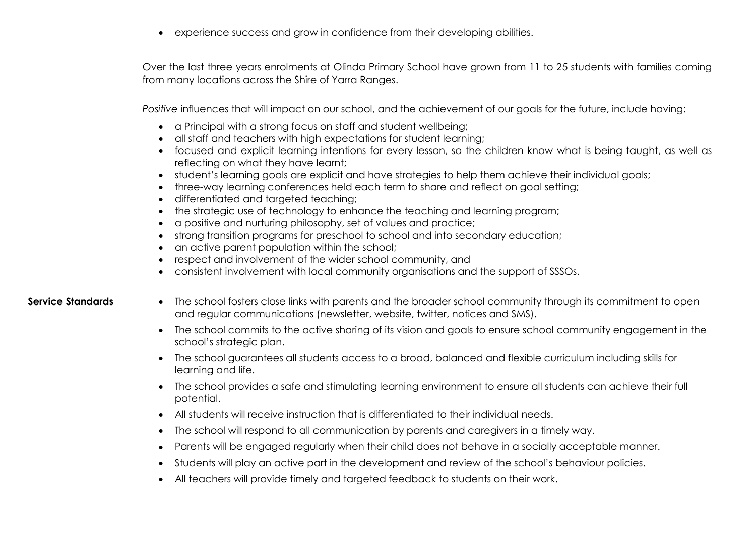| | |
|---|---|
| | • experience success and grow in confidence from their developing abilities.<br><br>Over the last three years enrolments at Olinda Primary School have grown from 11 to 25 students with families coming from many locations across the Shire of Yarra Ranges.<br><br>*Positive* influences that will impact on our school, and the achievement of our goals for the future, include having:<br>• a Principal with a strong focus on staff and student wellbeing;<br>• all staff and teachers with high expectations for student learning;<br>• focused and explicit learning intentions for every lesson, so the children know what is being taught, as well as reflecting on what they have learnt;<br>• student's learning goals are explicit and have strategies to help them achieve their individual goals;<br>• three-way learning conferences held each term to share and reflect on goal setting;<br>• differentiated and targeted teaching;<br>• the strategic use of technology to enhance the teaching and learning program;<br>• a positive and nurturing philosophy, set of values and practice;<br>• strong transition programs for preschool to school and into secondary education;<br>• an active parent population within the school;<br>• respect and involvement of the wider school community, and<br>• consistent involvement with local community organisations and the support of SSSOs. |
| **Service Standards** | • The school fosters close links with parents and the broader school community through its commitment to open and regular communications (newsletter, website, twitter, notices and SMS).<br>• The school commits to the active sharing of its vision and goals to ensure school community engagement in the school's strategic plan.<br>• The school guarantees all students access to a broad, balanced and flexible curriculum including skills for learning and life.<br>• The school provides a safe and stimulating learning environment to ensure all students can achieve their full potential.<br>• All students will receive instruction that is differentiated to their individual needs.<br>• The school will respond to all communication by parents and caregivers in a timely way.<br>• Parents will be engaged regularly when their child does not behave in a socially acceptable manner.<br>• Students will play an active part in the development and review of the school's behaviour policies.<br>• All teachers will provide timely and targeted feedback to students on their work. |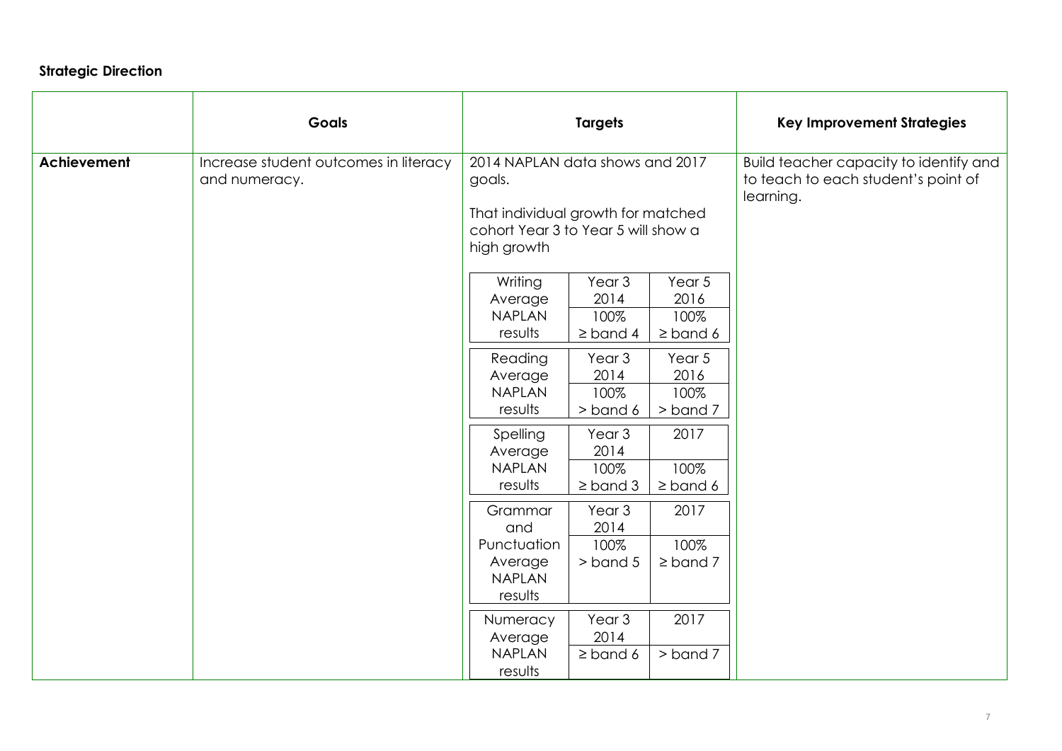**Strategic Direction**

| | Goals | Targets | Key Improvement Strategies |
|---|---|---|---|
| **Achievement** | Increase student outcomes in literacy and numeracy. | 2014 NAPLAN data shows and 2017 goals.<br><br>That individual growth for matched cohort Year 3 to Year 5 will show a high growth | Build teacher capacity to identify and to teach to each student's point of learning. |

| | Year 3 2014 | Year 5 2016 |
|---|---|---|
| Writing Average NAPLAN results | 100% ≥ band 4 | 100% ≥ band 6 |

| | Year 3 2014 | Year 5 2016 |
|---|---|---|
| Reading Average NAPLAN results | 100% > band 6 | 100% > band 7 |

| | Year 3 2014 | 2017 |
|---|---|---|
| Spelling Average NAPLAN results | 100% ≥ band 3 | 100% ≥ band 6 |

| | Year 3 2014 | 2017 |
|---|---|---|
| Grammar and Punctuation Average NAPLAN results | 100% > band 5 | 100% ≥ band 7 |

| | Year 3 2014 | 2017 |
|---|---|---|
| Numeracy Average NAPLAN results | ≥ band 6 | > band 7 |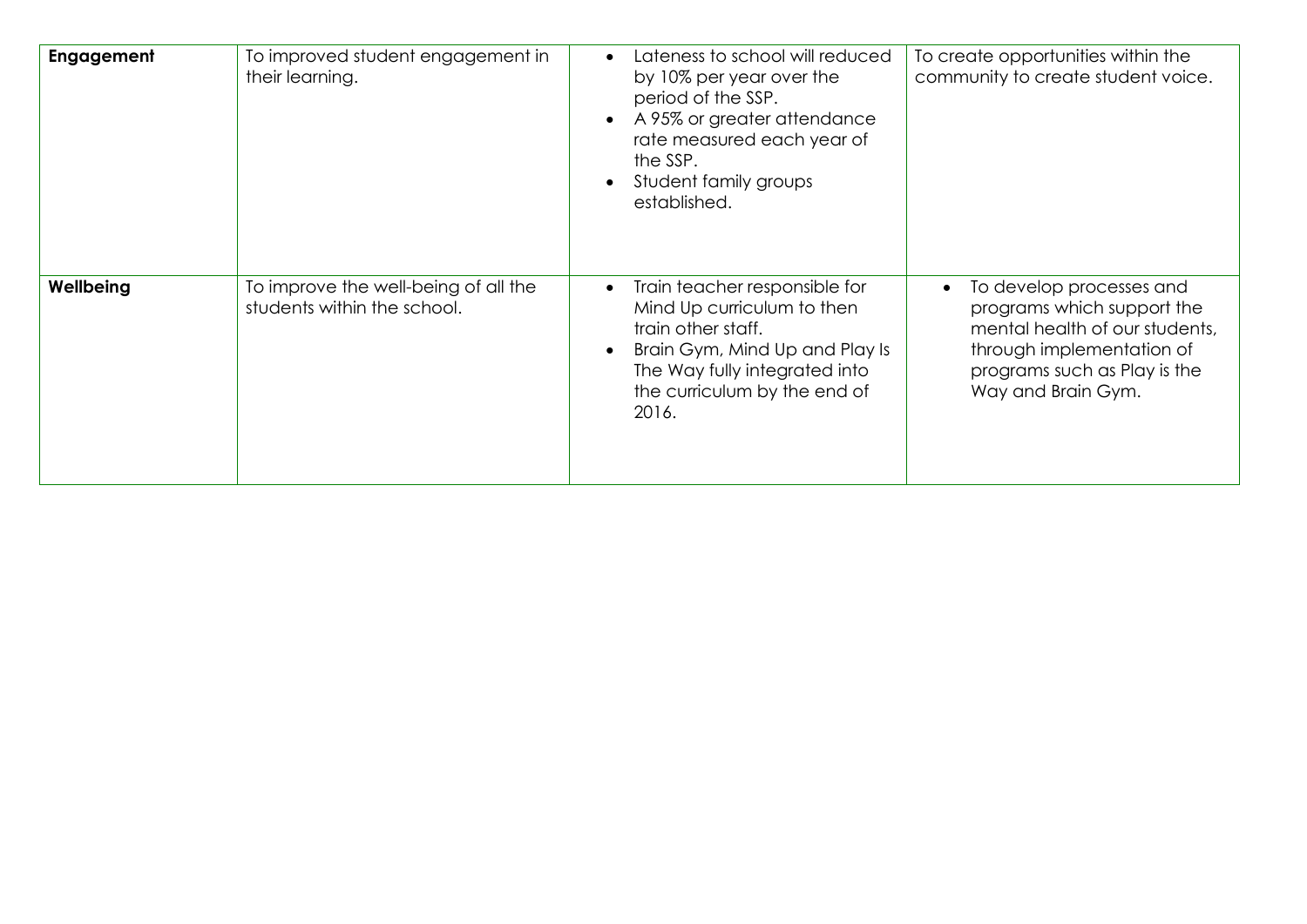| **Engagement** | To improved student engagement in their learning. | • Lateness to school will reduced by 10% per year over the period of the SSP.<br>• A 95% or greater attendance rate measured each year of the SSP.<br>• Student family groups established. | To create opportunities within the community to create student voice. |
|---|---|---|---|
| **Wellbeing** | To improve the well-being of all the students within the school. | • Train teacher responsible for Mind Up curriculum to then train other staff.<br>• Brain Gym, Mind Up and Play Is The Way fully integrated into the curriculum by the end of 2016. | • To develop processes and programs which support the mental health of our students, through implementation of programs such as Play is the Way and Brain Gym. |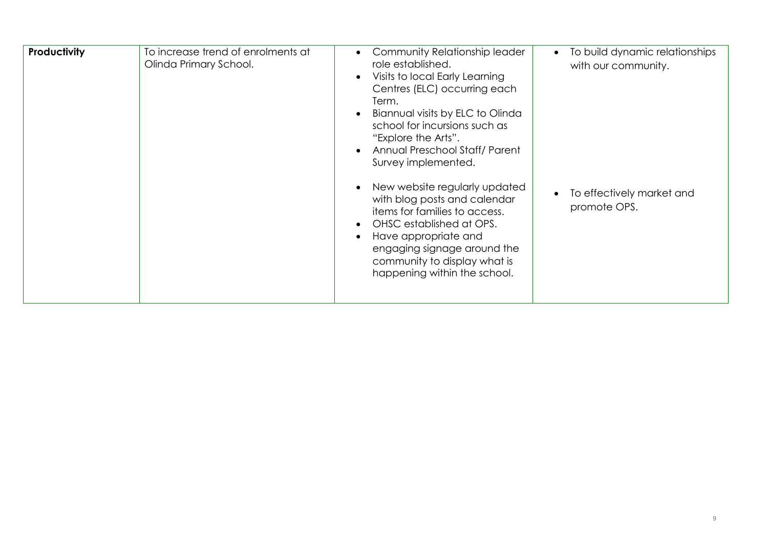| | | | |
|---|---|---|---|
| **Productivity** | To increase trend of enrolments at Olinda Primary School. | • Community Relationship leader role established.<br>• Visits to local Early Learning Centres (ELC) occurring each Term.<br>• Biannual visits by ELC to Olinda school for incursions such as "Explore the Arts".<br>• Annual Preschool Staff/ Parent Survey implemented. | • To build dynamic relationships with our community. |
| | | • New website regularly updated with blog posts and calendar items for families to access.<br>• OHSC established at OPS.<br>• Have appropriate and engaging signage around the community to display what is happening within the school. | • To effectively market and promote OPS. |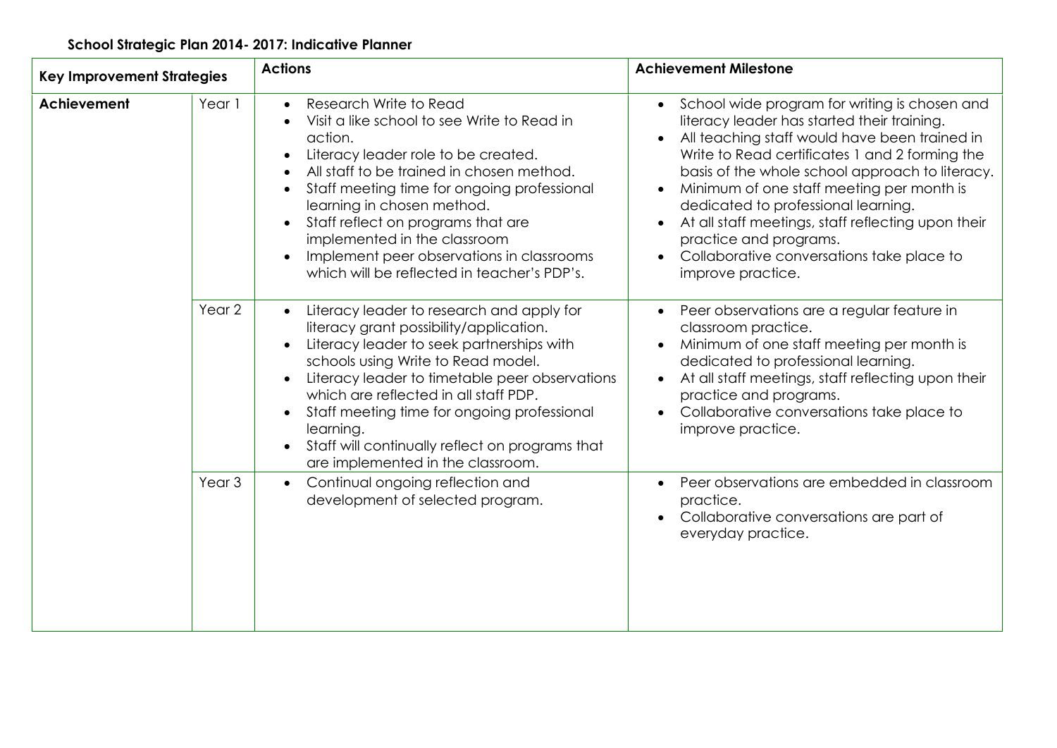**School Strategic Plan 2014- 2017: Indicative Planner**

| Key Improvement Strategies | | Actions | Achievement Milestone |
| --- | --- | --- | --- |
| **Achievement** | Year 1 | • Research Write to Read<br>• Visit a like school to see Write to Read in action.<br>• Literacy leader role to be created.<br>• All staff to be trained in chosen method.<br>• Staff meeting time for ongoing professional learning in chosen method.<br>• Staff reflect on programs that are implemented in the classroom<br>• Implement peer observations in classrooms which will be reflected in teacher's PDP's. | • School wide program for writing is chosen and literacy leader has started their training.<br>• All teaching staff would have been trained in Write to Read certificates 1 and 2 forming the basis of the whole school approach to literacy.<br>• Minimum of one staff meeting per month is dedicated to professional learning.<br>• At all staff meetings, staff reflecting upon their practice and programs.<br>• Collaborative conversations take place to improve practice. |
| | Year 2 | • Literacy leader to research and apply for literacy grant possibility/application.<br>• Literacy leader to seek partnerships with schools using Write to Read model.<br>• Literacy leader to timetable peer observations which are reflected in all staff PDP.<br>• Staff meeting time for ongoing professional learning.<br>• Staff will continually reflect on programs that are implemented in the classroom. | • Peer observations are a regular feature in classroom practice.<br>• Minimum of one staff meeting per month is dedicated to professional learning.<br>• At all staff meetings, staff reflecting upon their practice and programs.<br>• Collaborative conversations take place to improve practice. |
| | Year 3 | • Continual ongoing reflection and development of selected program. | • Peer observations are embedded in classroom practice.<br>• Collaborative conversations are part of everyday practice. |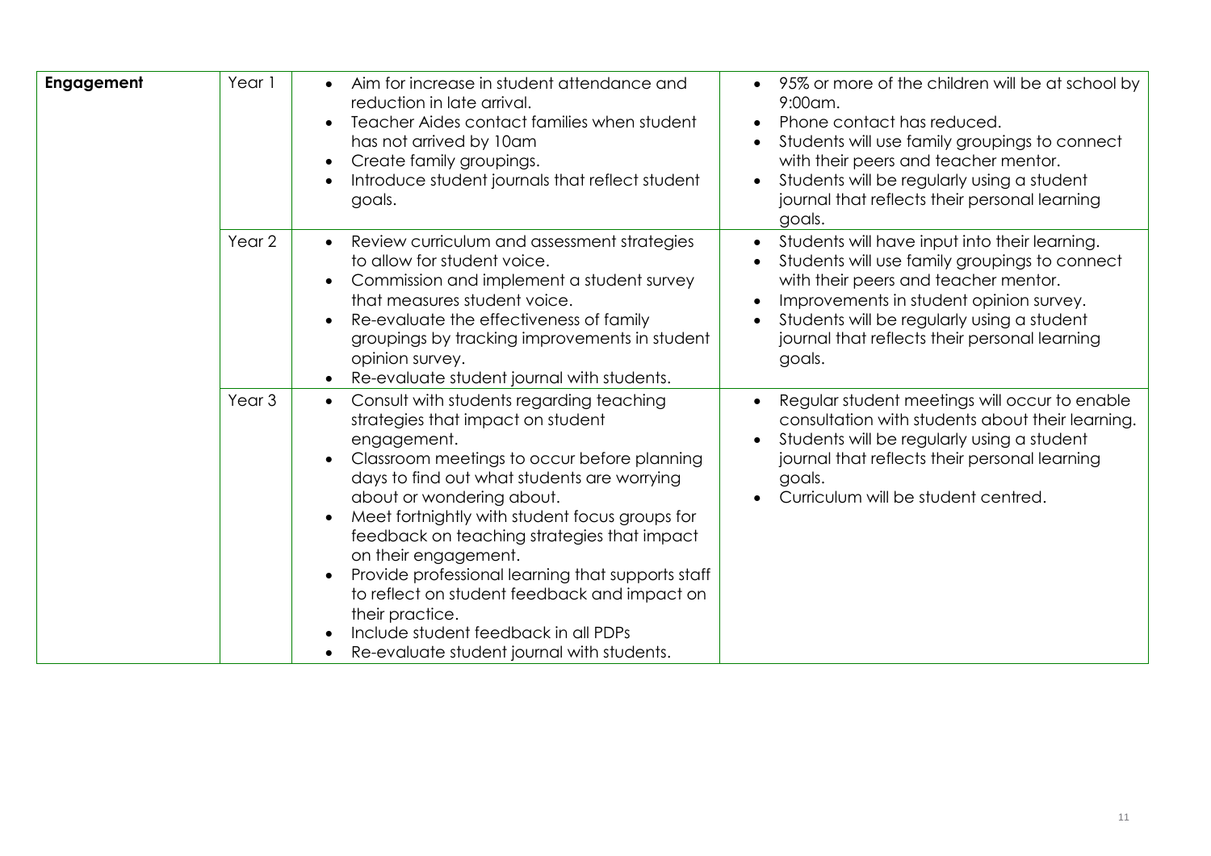| Engagement | Year | Actions | Outcomes |
|---|---|---|---|
| **Engagement** | Year 1 | • Aim for increase in student attendance and reduction in late arrival.<br>• Teacher Aides contact families when student has not arrived by 10am<br>• Create family groupings.<br>• Introduce student journals that reflect student goals. | • 95% or more of the children will be at school by 9:00am.<br>• Phone contact has reduced.<br>• Students will use family groupings to connect with their peers and teacher mentor.<br>• Students will be regularly using a student journal that reflects their personal learning goals. |
| | Year 2 | • Review curriculum and assessment strategies to allow for student voice.<br>• Commission and implement a student survey that measures student voice.<br>• Re-evaluate the effectiveness of family groupings by tracking improvements in student opinion survey.<br>• Re-evaluate student journal with students. | • Students will have input into their learning.<br>• Students will use family groupings to connect with their peers and teacher mentor.<br>• Improvements in student opinion survey.<br>• Students will be regularly using a student journal that reflects their personal learning goals. |
| | Year 3 | • Consult with students regarding teaching strategies that impact on student engagement.<br>• Classroom meetings to occur before planning days to find out what students are worrying about or wondering about.<br>• Meet fortnightly with student focus groups for feedback on teaching strategies that impact on their engagement.<br>• Provide professional learning that supports staff to reflect on student feedback and impact on their practice.<br>• Include student feedback in all PDPs<br>• Re-evaluate student journal with students. | • Regular student meetings will occur to enable consultation with students about their learning.<br>• Students will be regularly using a student journal that reflects their personal learning goals.<br>• Curriculum will be student centred. |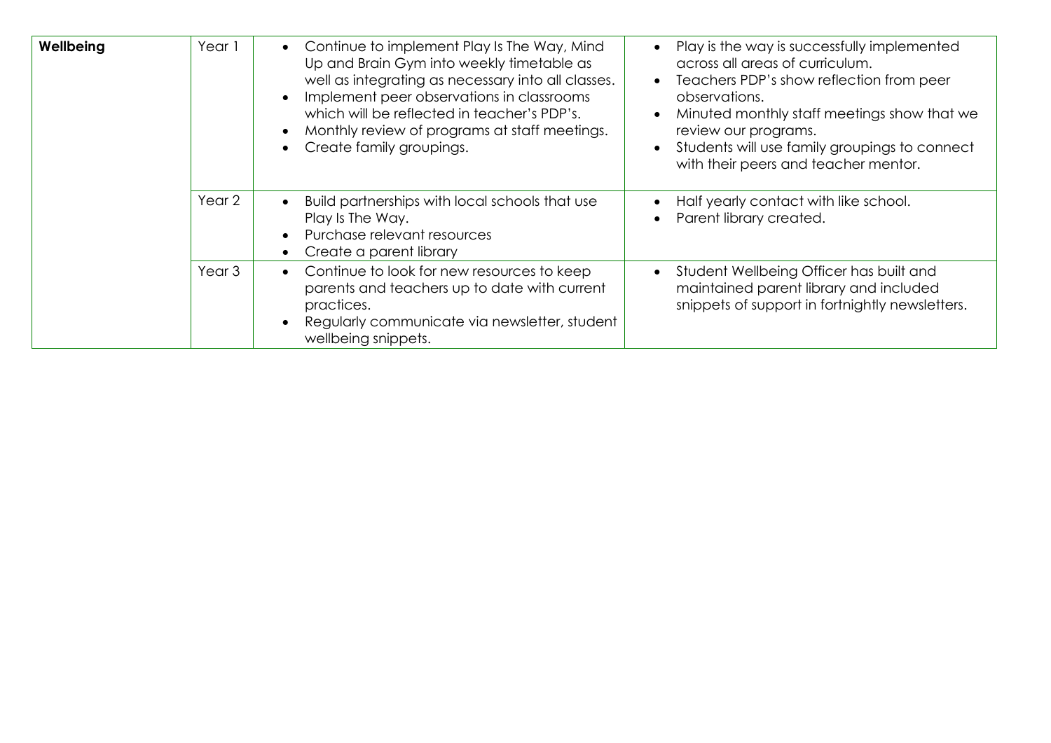| **Wellbeing** | Year 1 | • Continue to implement Play Is The Way, Mind Up and Brain Gym into weekly timetable as well as integrating as necessary into all classes.<br>• Implement peer observations in classrooms which will be reflected in teacher's PDP's.<br>• Monthly review of programs at staff meetings.<br>• Create family groupings. | • Play is the way is successfully implemented across all areas of curriculum.<br>• Teachers PDP's show reflection from peer observations.<br>• Minuted monthly staff meetings show that we review our programs.<br>• Students will use family groupings to connect with their peers and teacher mentor. |
|---|---|---|---|
| | Year 2 | • Build partnerships with local schools that use Play Is The Way.<br>• Purchase relevant resources<br>• Create a parent library | • Half yearly contact with like school.<br>• Parent library created. |
| | Year 3 | • Continue to look for new resources to keep parents and teachers up to date with current practices.<br>• Regularly communicate via newsletter, student wellbeing snippets. | • Student Wellbeing Officer has built and maintained parent library and included snippets of support in fortnightly newsletters. |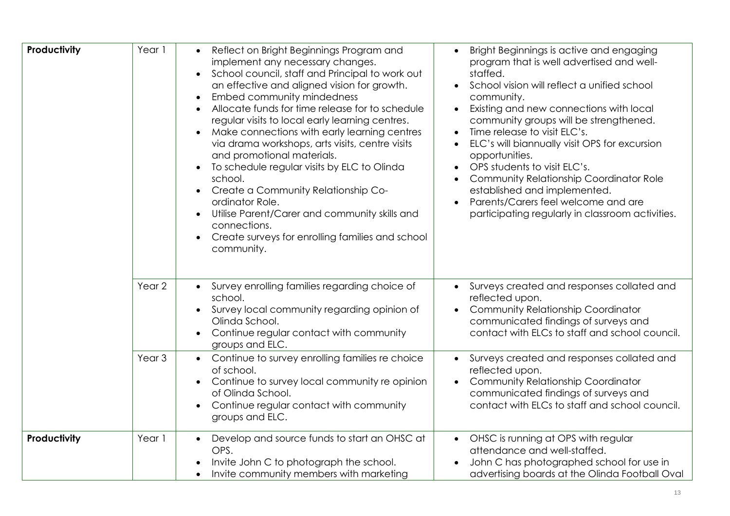| | | | |
|---|---|---|---|
| **Productivity** | Year 1 | • Reflect on Bright Beginnings Program and implement any necessary changes.<br>• School council, staff and Principal to work out an effective and aligned vision for growth.<br>• Embed community mindedness<br>• Allocate funds for time release for to schedule regular visits to local early learning centres.<br>• Make connections with early learning centres via drama workshops, arts visits, centre visits and promotional materials.<br>• To schedule regular visits by ELC to Olinda school.<br>• Create a Community Relationship Co-ordinator Role.<br>• Utilise Parent/Carer and community skills and connections.<br>• Create surveys for enrolling families and school community. | • Bright Beginnings is active and engaging program that is well advertised and well-staffed.<br>• School vision will reflect a unified school community.<br>• Existing and new connections with local community groups will be strengthened.<br>• Time release to visit ELC's.<br>• ELC's will biannually visit OPS for excursion opportunities.<br>• OPS students to visit ELC's.<br>• Community Relationship Coordinator Role established and implemented.<br>• Parents/Carers feel welcome and are participating regularly in classroom activities. |
| | Year 2 | • Survey enrolling families regarding choice of school.<br>• Survey local community regarding opinion of Olinda School.<br>• Continue regular contact with community groups and ELC. | • Surveys created and responses collated and reflected upon.<br>• Community Relationship Coordinator communicated findings of surveys and contact with ELCs to staff and school council. |
| | Year 3 | • Continue to survey enrolling families re choice of school.<br>• Continue to survey local community re opinion of Olinda School.<br>• Continue regular contact with community groups and ELC. | • Surveys created and responses collated and reflected upon.<br>• Community Relationship Coordinator communicated findings of surveys and contact with ELCs to staff and school council. |
| **Productivity** | Year 1 | • Develop and source funds to start an OHSC at OPS.<br>• Invite John C to photograph the school.<br>• Invite community members with marketing | • OHSC is running at OPS with regular attendance and well-staffed.<br>• John C has photographed school for use in advertising boards at the Olinda Football Oval |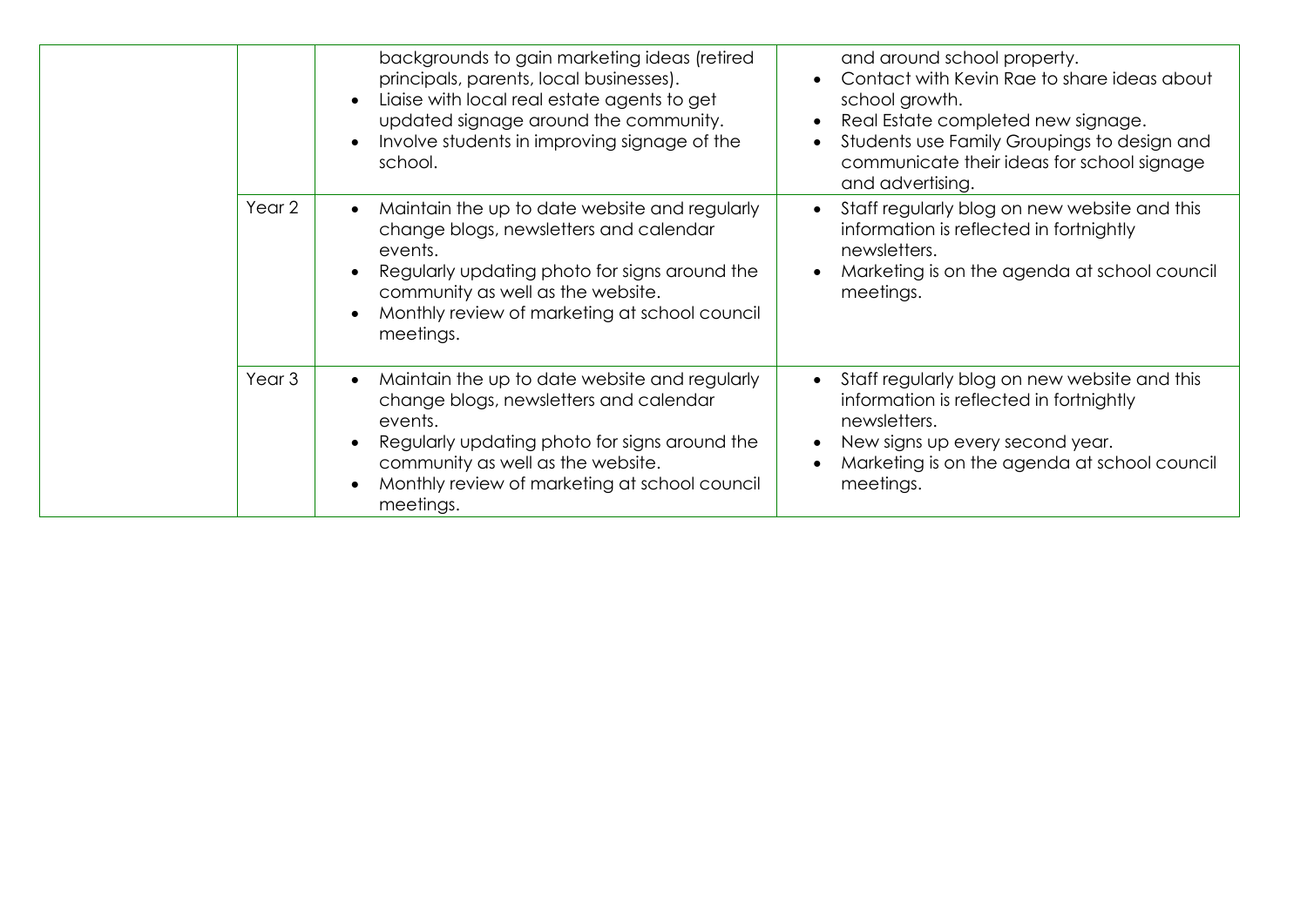| | | | |
|---|---|---|---|
| | | backgrounds to gain marketing ideas (retired principals, parents, local businesses).<br>• Liaise with local real estate agents to get updated signage around the community.<br>• Involve students in improving signage of the school. | and around school property.<br>• Contact with Kevin Rae to share ideas about school growth.<br>• Real Estate completed new signage.<br>• Students use Family Groupings to design and communicate their ideas for school signage and advertising. |
| | Year 2 | • Maintain the up to date website and regularly change blogs, newsletters and calendar events.<br>• Regularly updating photo for signs around the community as well as the website.<br>• Monthly review of marketing at school council meetings. | • Staff regularly blog on new website and this information is reflected in fortnightly newsletters.<br>• Marketing is on the agenda at school council meetings. |
| | Year 3 | • Maintain the up to date website and regularly change blogs, newsletters and calendar events.<br>• Regularly updating photo for signs around the community as well as the website.<br>• Monthly review of marketing at school council meetings. | • Staff regularly blog on new website and this information is reflected in fortnightly newsletters.<br>• New signs up every second year.<br>• Marketing is on the agenda at school council meetings. |